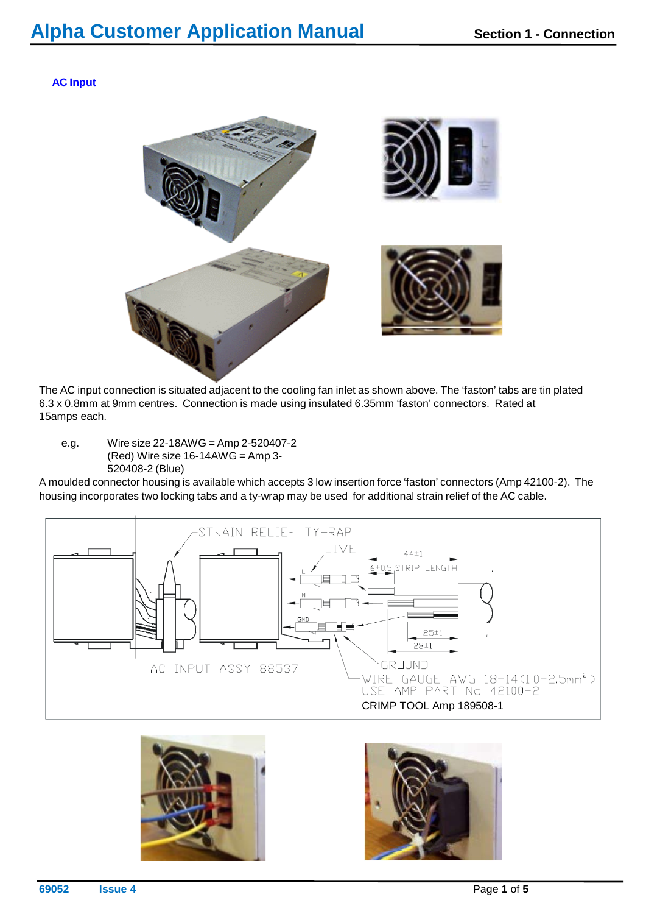## AC Input

The AC input connection is situated adjacent to the cooling fan inlet as shown above. The 'faston' tabs are tin plated 6.3 x 0.8mm at 9mm centres. Connection is made using insulated 6.35mm 'faston' connectors. Rated at 15amps each.

e.g. Wire size 22-18AWG = Amp 2-520407-2 (Red) Wire size 16-14AWG = Amp 3-520408-2 (Blue)

A moulded connector housing is available which accepts 3 low insertion force 'faston' connectors (Amp 42100-2). The housing incorporates two locking tabs and a ty-wrap may be used for additional strain relief of the AC cable.

STRAIN RELIEF TY-RAP

LIVE

44±1

6±0.5 STRIP LENGTH

25±1

28±1

AC INPUT ASSY 88537

GROUND

WIRE GAUGE AWG 18-14 (1.0-2.5mm$^2$)

USE AMP PART No 42100-2

CRIMP TOOL Amp 189508-1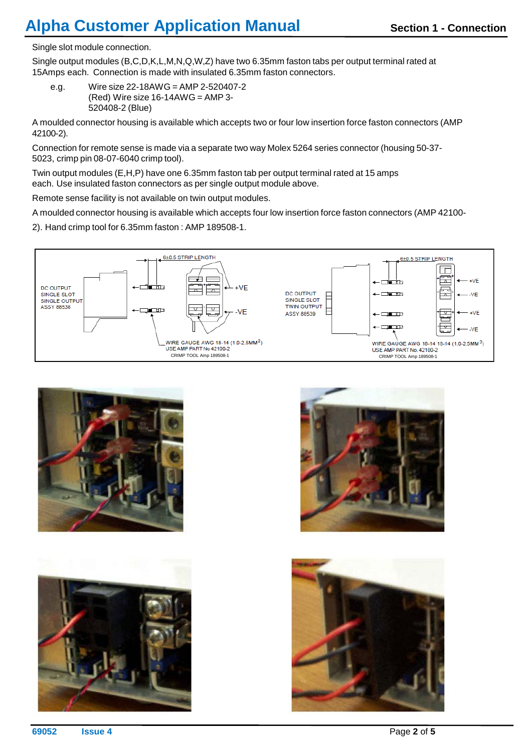Single slot module connection.

Single output modules (B,C,D,K,L,M,N,Q,W,Z) have two 6.35mm faston tabs per output terminal rated at 15Amps each. Connection is made with insulated 6.35mm faston connectors.

e.g. Wire size 22-18AWG = AMP 2-520407-2 (Red) Wire size 16-14AWG = AMP 3-520408-2 (Blue)

A moulded connector housing is available which accepts two or four low insertion force faston connectors (AMP 42100-2).

Connection for remote sense is made via a separate two way Molex 5264 series connector (housing 50-37-5023, crimp pin 08-07-6040 crimp tool).

Twin output modules (E,H,P) have one 6.35mm faston tab per output terminal rated at 15 amps each. Use insulated faston connectors as per single output module above.

Remote sense facility is not available on twin output modules.

A moulded connector housing is available which accepts four low insertion force faston connectors (AMP 42100-2). Hand crimp tool for 6.35mm faston : AMP 189508-1.

DC OUTPUT SINGLE SLOT SINGLE OUTPUT ASSY 88538

6±0.5 STRIP LENGTH

+VE

-VE

WIRE GAUGE AWG 18-14 (1.0-2.5MM$^2$)
USE AMP PART No 42100-2
CRIMP TOOL Amp 189508-1

DC OUTPUT SINGLE SLOT TWIN OUTPUT ASSY 88539

6±0.5 STRIP LENGTH

+VE

-VE

+VE

-VE

WIRE GAUGE AWG 18-14 18-14 (1.0-2.5MM$^2$)
USE AMP PART No. 42100-2
CRIMP TOOL Amp 189508-1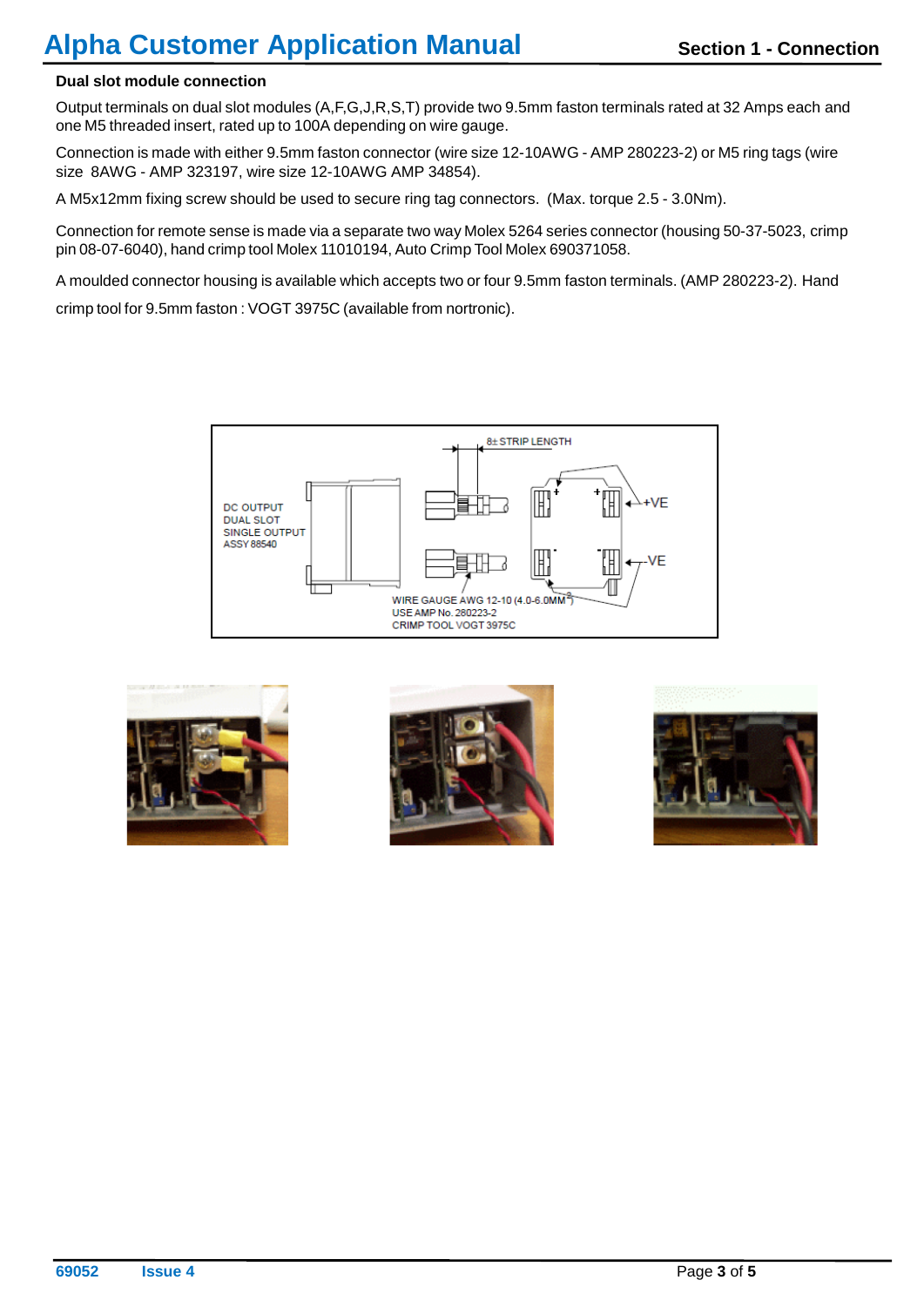## Dual slot module connection

Output terminals on dual slot modules (A,F,G,J,R,S,T) provide two 9.5mm faston terminals rated at 32 Amps each and one M5 threaded insert, rated up to 100A depending on wire gauge.

Connection is made with either 9.5mm faston connector (wire size 12-10AWG - AMP 280223-2) or M5 ring tags (wire size 8AWG - AMP 323197, wire size 12-10AWG AMP 34854).

A M5x12mm fixing screw should be used to secure ring tag connectors. (Max. torque 2.5 - 3.0Nm).

Connection for remote sense is made via a separate two way Molex 5264 series connector (housing 50-37-5023, crimp pin 08-07-6040), hand crimp tool Molex 11010194, Auto Crimp Tool Molex 690371058.

A moulded connector housing is available which accepts two or four 9.5mm faston terminals. (AMP 280223-2). Hand crimp tool for 9.5mm faston : VOGT 3975C (available from nortronic).

DC OUTPUT
DUAL SLOT
SINGLE OUTPUT
ASSY 88540

8± STRIP LENGTH

+VE

-VE

WIRE GAUGE AWG 12-10 (4.0-6.0MM²)
USE AMP No. 280223-2
CRIMP TOOL VOGT 3975C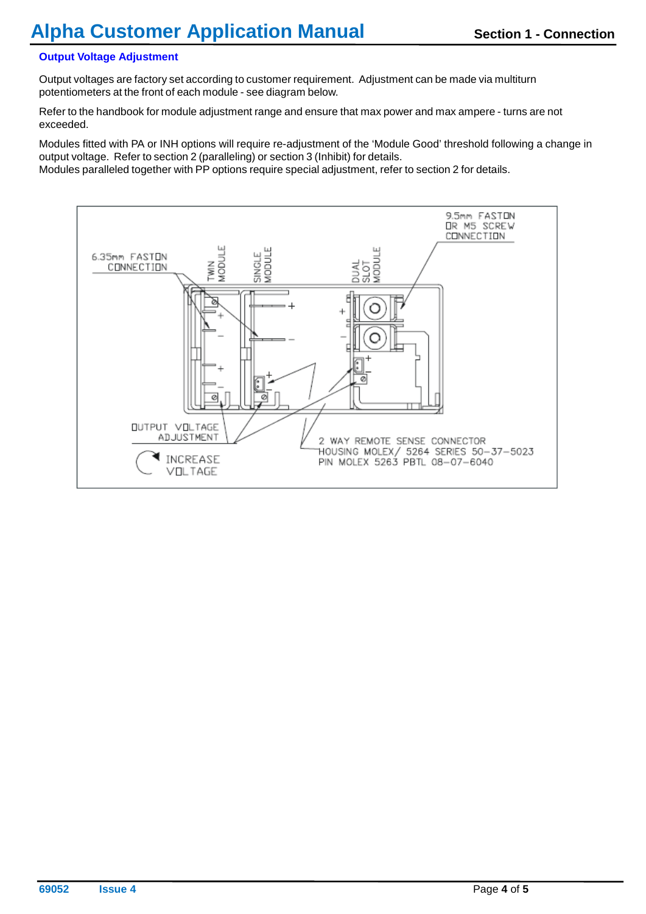## Output Voltage Adjustment

Output voltages are factory set according to customer requirement. Adjustment can be made via multiturn potentiometers at the front of each module - see diagram below.

Refer to the handbook for module adjustment range and ensure that max power and max ampere - turns are not exceeded.

Modules fitted with PA or INH options will require re-adjustment of the 'Module Good' threshold following a change in output voltage. Refer to section 2 (paralleling) or section 3 (Inhibit) for details.
Modules paralleled together with PP options require special adjustment, refer to section 2 for details.

6.35mm FASTON CONNECTION

TWIN MODULE

SINGLE MODULE

DUAL SLOT MODULE

9.5mm FASTON OR M5 SCREW CONNECTION

OUTPUT VOLTAGE ADJUSTMENT

INCREASE VOLTAGE

2 WAY REMOTE SENSE CONNECTOR
HOUSING MOLEX/ 5264 SERIES 50-37-5023
PIN MOLEX 5263 PBTL 08-07-6040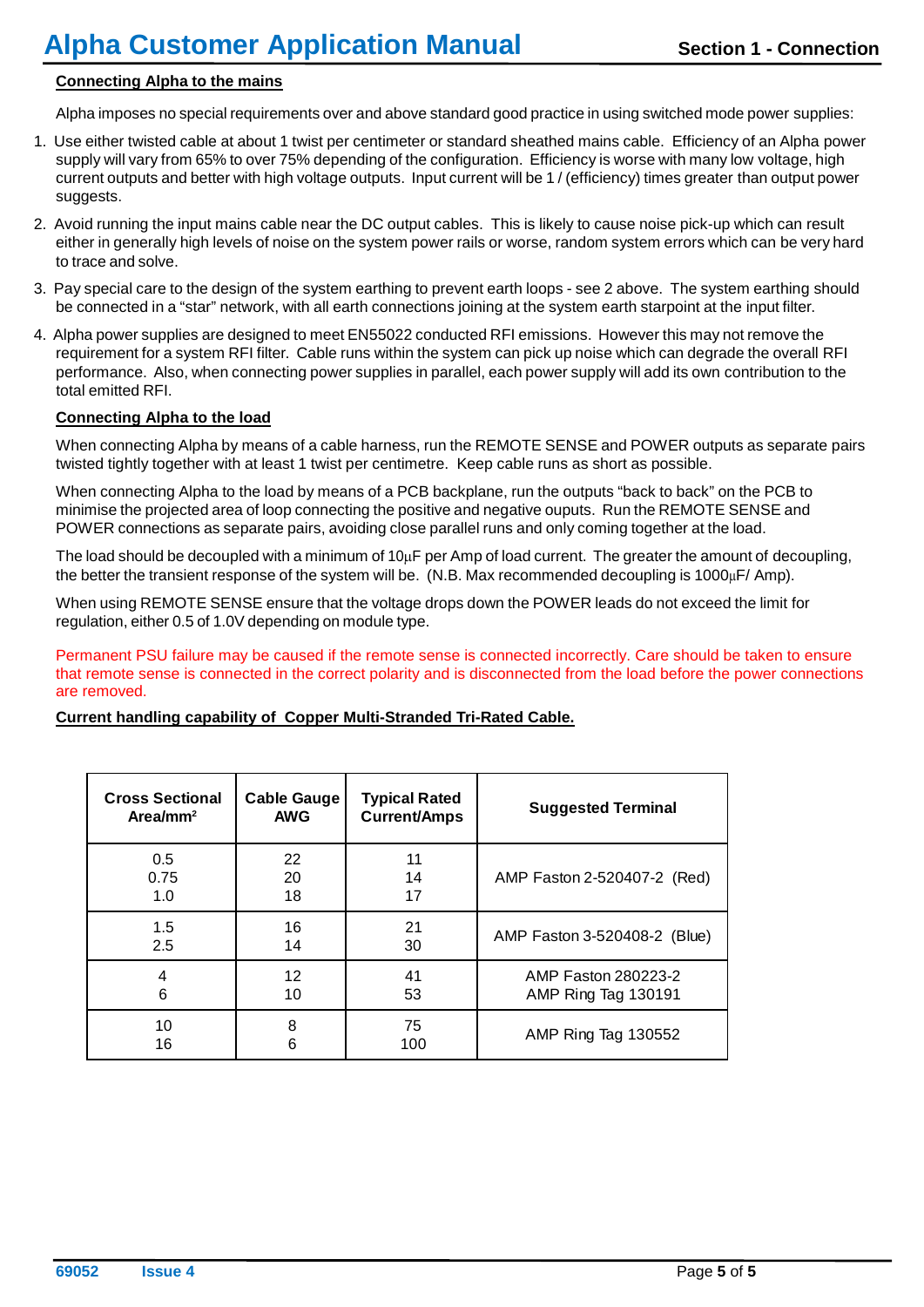### Connecting Alpha to the mains

Alpha imposes no special requirements over and above standard good practice in using switched mode power supplies:

1. Use either twisted cable at about 1 twist per centimeter or standard sheathed mains cable. Efficiency of an Alpha power supply will vary from 65% to over 75% depending of the configuration. Efficiency is worse with many low voltage, high current outputs and better with high voltage outputs. Input current will be 1 / (efficiency) times greater than output power suggests.
2. Avoid running the input mains cable near the DC output cables. This is likely to cause noise pick-up which can result either in generally high levels of noise on the system power rails or worse, random system errors which can be very hard to trace and solve.
3. Pay special care to the design of the system earthing to prevent earth loops - see 2 above. The system earthing should be connected in a "star" network, with all earth connections joining at the system earth starpoint at the input filter.
4. Alpha power supplies are designed to meet EN55022 conducted RFI emissions. However this may not remove the requirement for a system RFI filter. Cable runs within the system can pick up noise which can degrade the overall RFI performance. Also, when connecting power supplies in parallel, each power supply will add its own contribution to the total emitted RFI.

### Connecting Alpha to the load

When connecting Alpha by means of a cable harness, run the REMOTE SENSE and POWER outputs as separate pairs twisted tightly together with at least 1 twist per centimetre. Keep cable runs as short as possible.

When connecting Alpha to the load by means of a PCB backplane, run the outputs "back to back" on the PCB to minimise the projected area of loop connecting the positive and negative ouputs. Run the REMOTE SENSE and POWER connections as separate pairs, avoiding close parallel runs and only coming together at the load.

The load should be decoupled with a minimum of 10μF per Amp of load current. The greater the amount of decoupling, the better the transient response of the system will be. (N.B. Max recommended decoupling is 1000μF/ Amp).

When using REMOTE SENSE ensure that the voltage drops down the POWER leads do not exceed the limit for regulation, either 0.5 of 1.0V depending on module type.

Permanent PSU failure may be caused if the remote sense is connected incorrectly. Care should be taken to ensure that remote sense is connected in the correct polarity and is disconnected from the load before the power connections are removed.

### Current handling capability of Copper Multi-Stranded Tri-Rated Cable.

| Cross Sectional Area/mm$^2$ | Cable Gauge AWG | Typical Rated Current/Amps | Suggested Terminal |
|---|---|---|---|
| 0.5<br>0.75<br>1.0 | 22<br>20<br>18 | 11<br>14<br>17 | AMP Faston 2-520407-2 (Red) |
| 1.5<br>2.5 | 16<br>14 | 21<br>30 | AMP Faston 3-520408-2 (Blue) |
| 4<br>6 | 12<br>10 | 41<br>53 | AMP Faston 280223-2<br>AMP Ring Tag 130191 |
| 10<br>16 | 8<br>6 | 75<br>100 | AMP Ring Tag 130552 |